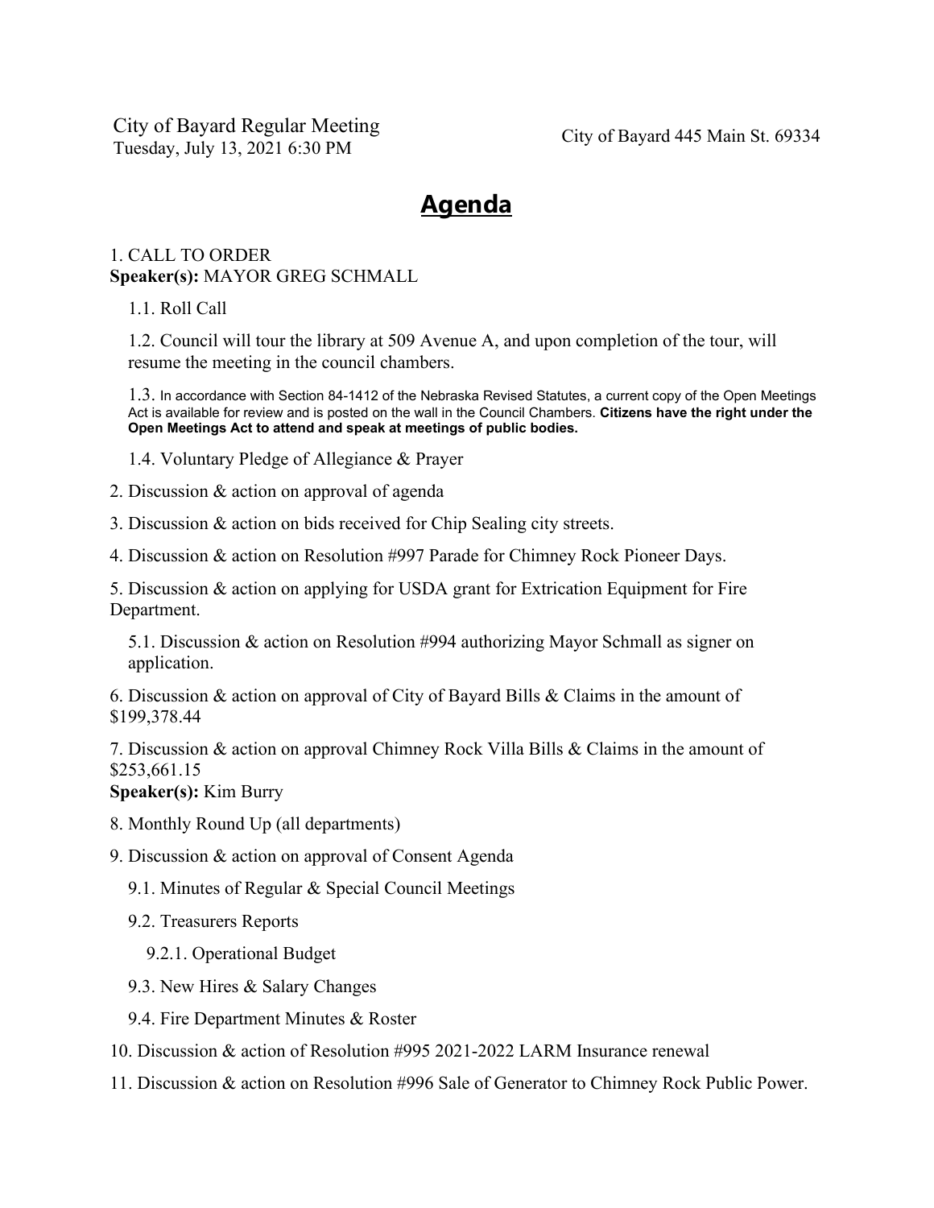City of Bayard Regular Meeting
Tuesday, July 13, 2021 6:30 PM

City of Bayard 445 Main St. 69334

# Agenda

1. CALL TO ORDER
**Speaker(s):** MAYOR GREG SCHMALL

   1.1. Roll Call

   1.2. Council will tour the library at 509 Avenue A, and upon completion of the tour, will resume the meeting in the council chambers.

   1.3. In accordance with Section 84-1412 of the Nebraska Revised Statutes, a current copy of the Open Meetings Act is available for review and is posted on the wall in the Council Chambers. **Citizens have the right under the Open Meetings Act to attend and speak at meetings of public bodies.**

   1.4. Voluntary Pledge of Allegiance & Prayer

2. Discussion & action on approval of agenda

3. Discussion & action on bids received for Chip Sealing city streets.

4. Discussion & action on Resolution #997 Parade for Chimney Rock Pioneer Days.

5. Discussion & action on applying for USDA grant for Extrication Equipment for Fire Department.

   5.1. Discussion & action on Resolution #994 authorizing Mayor Schmall as signer on application.

6. Discussion & action on approval of City of Bayard Bills & Claims in the amount of $199,378.44

7. Discussion & action on approval Chimney Rock Villa Bills & Claims in the amount of $253,661.15
**Speaker(s):** Kim Burry

8. Monthly Round Up (all departments)

9. Discussion & action on approval of Consent Agenda

   9.1. Minutes of Regular & Special Council Meetings

   9.2. Treasurers Reports

      9.2.1. Operational Budget

   9.3. New Hires & Salary Changes

   9.4. Fire Department Minutes & Roster

10. Discussion & action of Resolution #995 2021-2022 LARM Insurance renewal

11. Discussion & action on Resolution #996 Sale of Generator to Chimney Rock Public Power.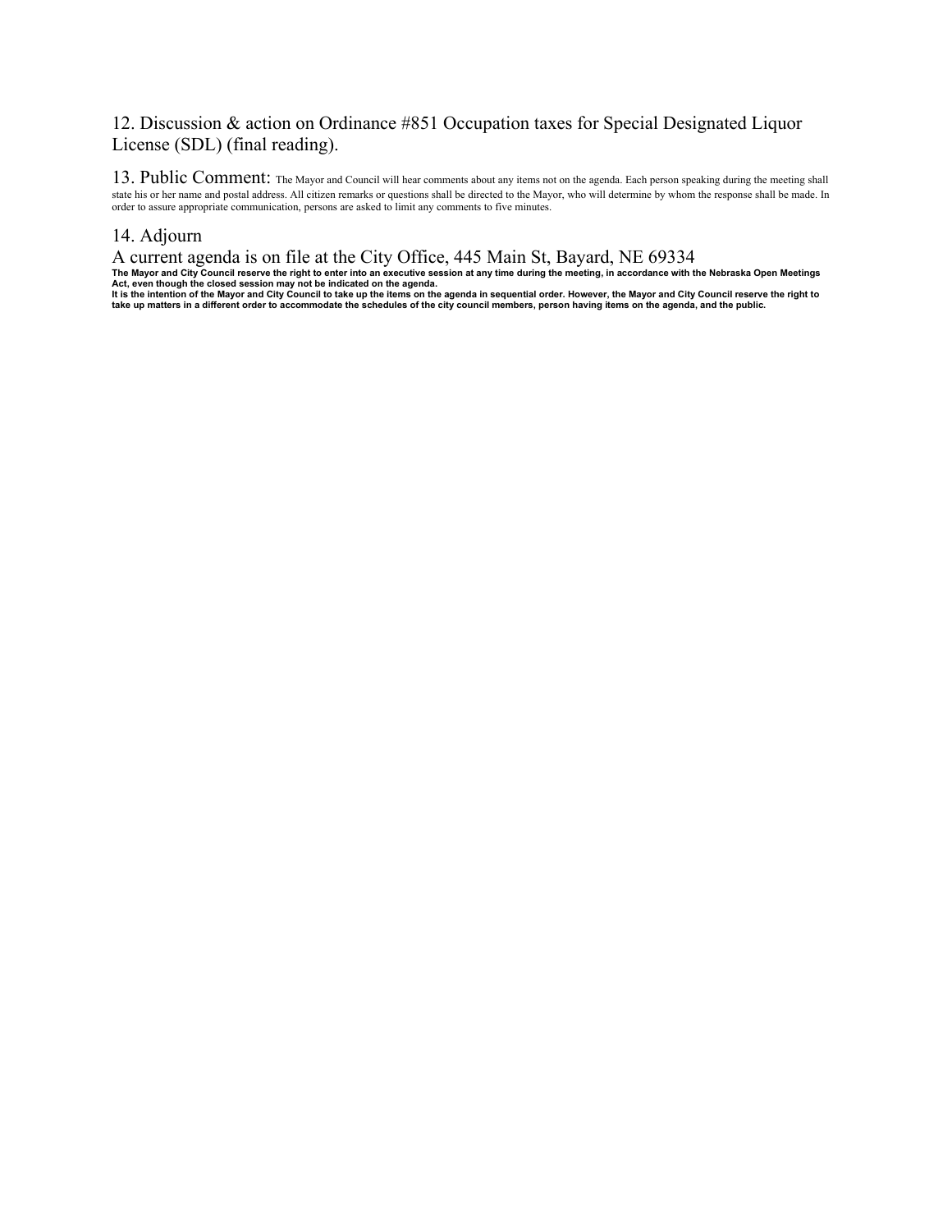12. Discussion & action on Ordinance #851 Occupation taxes for Special Designated Liquor License (SDL) (final reading).

13. Public Comment: The Mayor and Council will hear comments about any items not on the agenda. Each person speaking during the meeting shall state his or her name and postal address. All citizen remarks or questions shall be directed to the Mayor, who will determine by whom the response shall be made. In order to assure appropriate communication, persons are asked to limit any comments to five minutes.

14. Adjourn

A current agenda is on file at the City Office, 445 Main St, Bayard, NE 69334

**The Mayor and City Council reserve the right to enter into an executive session at any time during the meeting, in accordance with the Nebraska Open Meetings Act, even though the closed session may not be indicated on the agenda.**

**It is the intention of the Mayor and City Council to take up the items on the agenda in sequential order. However, the Mayor and City Council reserve the right to take up matters in a different order to accommodate the schedules of the city council members, person having items on the agenda, and the public.**